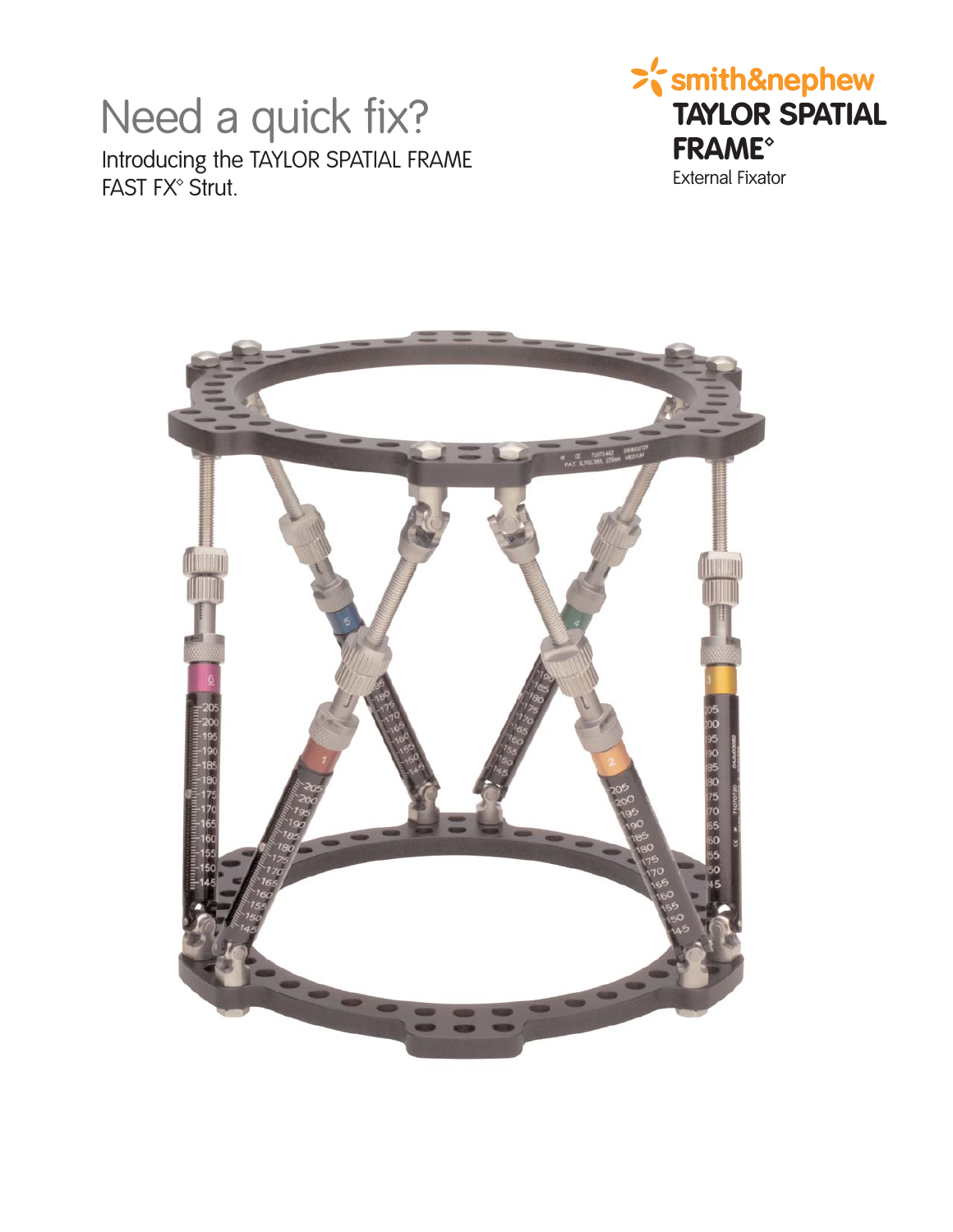# Need a quick fix?

Introducing the TAYLOR SPATIAL FRAME FAST FX◊ Strut.

smith&nephew

**TAYLOR SPATIAL FRAME◊**

External Fixator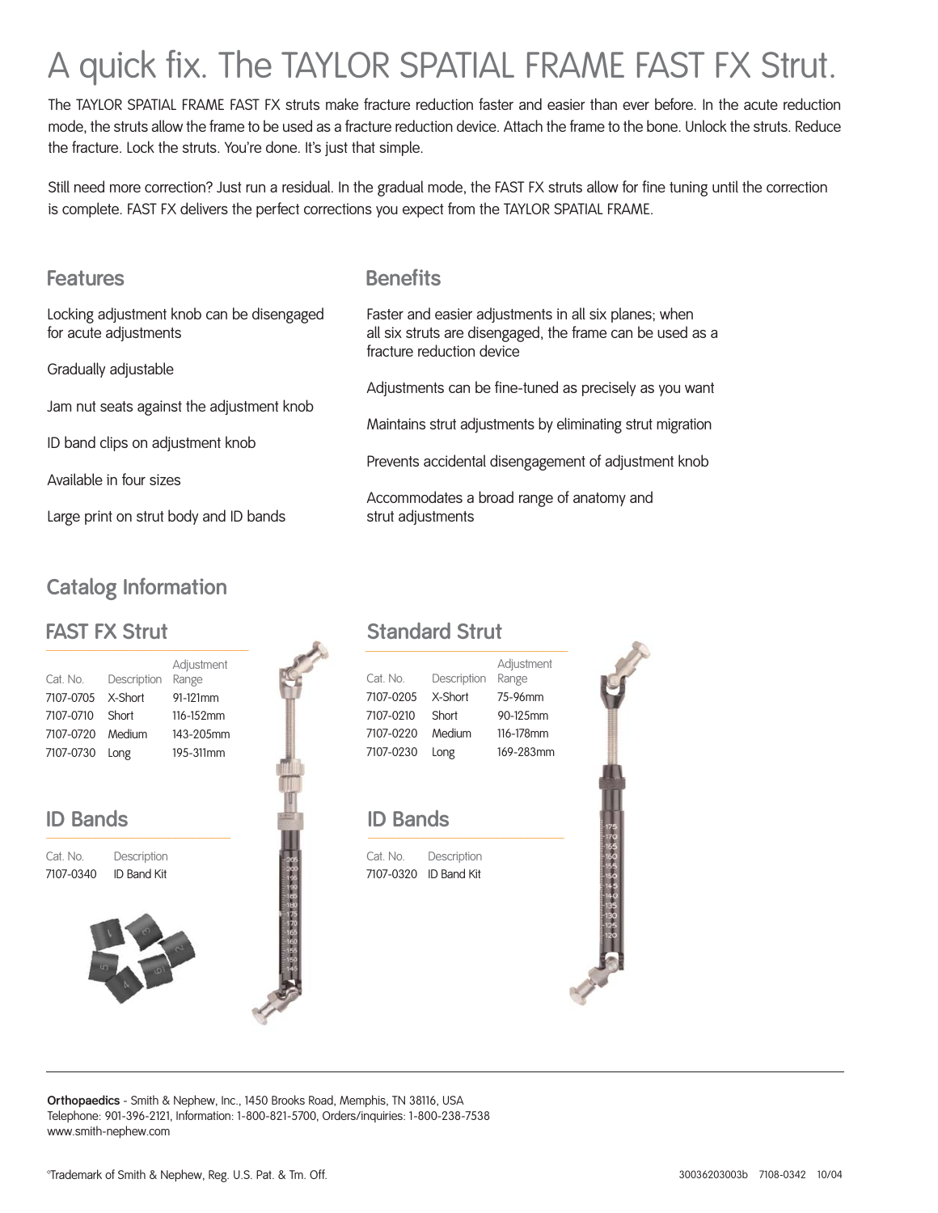# A quick fix. The TAYLOR SPATIAL FRAME FAST FX Strut.

The TAYLOR SPATIAL FRAME FAST FX struts make fracture reduction faster and easier than ever before. In the acute reduction mode, the struts allow the frame to be used as a fracture reduction device. Attach the frame to the bone. Unlock the struts. Reduce the fracture. Lock the struts. You're done. It's just that simple.

Still need more correction? Just run a residual. In the gradual mode, the FAST FX struts allow for fine tuning until the correction is complete. FAST FX delivers the perfect corrections you expect from the TAYLOR SPATIAL FRAME.

| Features | Benefits |
|---|---|
| Locking adjustment knob can be disengaged for acute adjustments | Faster and easier adjustments in all six planes; when all six struts are disengaged, the frame can be used as a fracture reduction device |
| Gradually adjustable | Adjustments can be fine-tuned as precisely as you want |
| Jam nut seats against the adjustment knob | Maintains strut adjustments by eliminating strut migration |
| ID band clips on adjustment knob | Prevents accidental disengagement of adjustment knob |
| Available in four sizes | Accommodates a broad range of anatomy and strut adjustments |
| Large print on strut body and ID bands | |

## Catalog Information

### FAST FX Strut

| Cat. No. | Description | Adjustment Range |
|---|---|---|
| 7107-0705 | X-Short | 91-121mm |
| 7107-0710 | Short | 116-152mm |
| 7107-0720 | Medium | 143-205mm |
| 7107-0730 | Long | 195-311mm |

### ID Bands

| Cat. No. | Description |
|---|---|
| 7107-0340 | ID Band Kit |

### Standard Strut

| Cat. No. | Description | Adjustment Range |
|---|---|---|
| 7107-0205 | X-Short | 75-96mm |
| 7107-0210 | Short | 90-125mm |
| 7107-0220 | Medium | 116-178mm |
| 7107-0230 | Long | 169-283mm |

### ID Bands

| Cat. No. | Description |
|---|---|
| 7107-0320 | ID Band Kit |

**Orthopaedics** - Smith & Nephew, Inc., 1450 Brooks Road, Memphis, TN 38116, USA
Telephone: 901-396-2121, Information: 1-800-821-5700, Orders/inquiries: 1-800-238-7538
www.smith-nephew.com

°Trademark of Smith & Nephew, Reg. U.S. Pat. & Tm. Off.

30036203003b 7108-0342 10/04